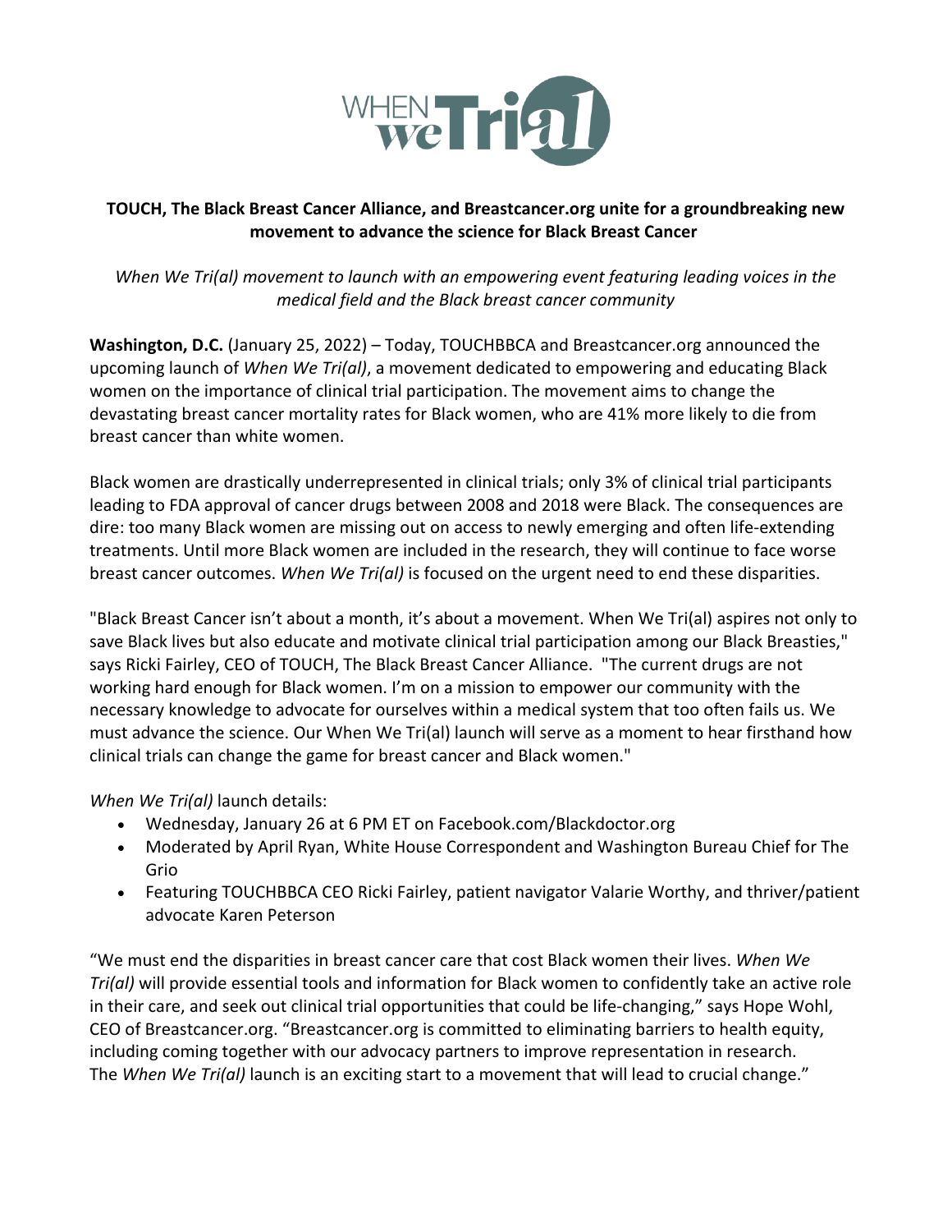WHEN we Tri(al)

**TOUCH, The Black Breast Cancer Alliance, and Breastcancer.org unite for a groundbreaking new movement to advance the science for Black Breast Cancer**

*When We Tri(al) movement to launch with an empowering event featuring leading voices in the medical field and the Black breast cancer community*

**Washington, D.C.** (January 25, 2022) – Today, TOUCHBBCA and Breastcancer.org announced the upcoming launch of *When We Tri(al)*, a movement dedicated to empowering and educating Black women on the importance of clinical trial participation. The movement aims to change the devastating breast cancer mortality rates for Black women, who are 41% more likely to die from breast cancer than white women.

Black women are drastically underrepresented in clinical trials; only 3% of clinical trial participants leading to FDA approval of cancer drugs between 2008 and 2018 were Black. The consequences are dire: too many Black women are missing out on access to newly emerging and often life-extending treatments. Until more Black women are included in the research, they will continue to face worse breast cancer outcomes. *When We Tri(al)* is focused on the urgent need to end these disparities.

"Black Breast Cancer isn't about a month, it's about a movement. When We Tri(al) aspires not only to save Black lives but also educate and motivate clinical trial participation among our Black Breasties," says Ricki Fairley, CEO of TOUCH, The Black Breast Cancer Alliance. "The current drugs are not working hard enough for Black women. I'm on a mission to empower our community with the necessary knowledge to advocate for ourselves within a medical system that too often fails us. We must advance the science. Our When We Tri(al) launch will serve as a moment to hear firsthand how clinical trials can change the game for breast cancer and Black women."

*When We Tri(al)* launch details:

- Wednesday, January 26 at 6 PM ET on Facebook.com/Blackdoctor.org
- Moderated by April Ryan, White House Correspondent and Washington Bureau Chief for The Grio
- Featuring TOUCHBBCA CEO Ricki Fairley, patient navigator Valarie Worthy, and thriver/patient advocate Karen Peterson

"We must end the disparities in breast cancer care that cost Black women their lives. *When We Tri(al)* will provide essential tools and information for Black women to confidently take an active role in their care, and seek out clinical trial opportunities that could be life-changing," says Hope Wohl, CEO of Breastcancer.org. "Breastcancer.org is committed to eliminating barriers to health equity, including coming together with our advocacy partners to improve representation in research. The *When We Tri(al)* launch is an exciting start to a movement that will lead to crucial change."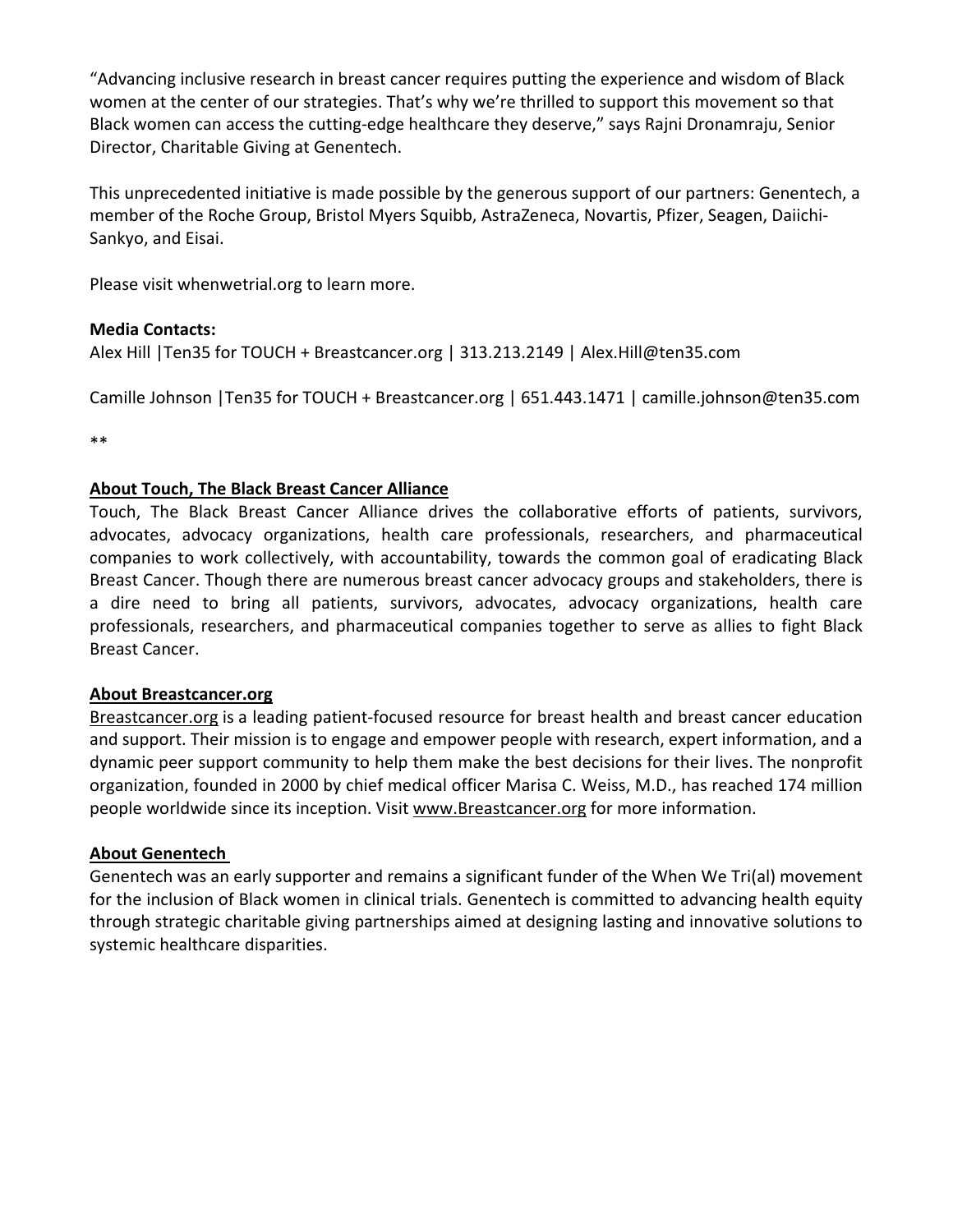"Advancing inclusive research in breast cancer requires putting the experience and wisdom of Black women at the center of our strategies. That's why we're thrilled to support this movement so that Black women can access the cutting-edge healthcare they deserve," says Rajni Dronamraju, Senior Director, Charitable Giving at Genentech.

This unprecedented initiative is made possible by the generous support of our partners: Genentech, a member of the Roche Group, Bristol Myers Squibb, AstraZeneca, Novartis, Pfizer, Seagen, Daiichi-Sankyo, and Eisai.

Please visit whenwetrial.org to learn more.

**Media Contacts:**
Alex Hill |Ten35 for TOUCH + Breastcancer.org | 313.213.2149 | Alex.Hill@ten35.com

Camille Johnson |Ten35 for TOUCH + Breastcancer.org | 651.443.1471 | camille.johnson@ten35.com

**

**About Touch, The Black Breast Cancer Alliance**

Touch, The Black Breast Cancer Alliance drives the collaborative efforts of patients, survivors, advocates, advocacy organizations, health care professionals, researchers, and pharmaceutical companies to work collectively, with accountability, towards the common goal of eradicating Black Breast Cancer. Though there are numerous breast cancer advocacy groups and stakeholders, there is a dire need to bring all patients, survivors, advocates, advocacy organizations, health care professionals, researchers, and pharmaceutical companies together to serve as allies to fight Black Breast Cancer.

**About Breastcancer.org**

Breastcancer.org is a leading patient-focused resource for breast health and breast cancer education and support. Their mission is to engage and empower people with research, expert information, and a dynamic peer support community to help them make the best decisions for their lives. The nonprofit organization, founded in 2000 by chief medical officer Marisa C. Weiss, M.D., has reached 174 million people worldwide since its inception. Visit www.Breastcancer.org for more information.

**About Genentech**

Genentech was an early supporter and remains a significant funder of the When We Tri(al) movement for the inclusion of Black women in clinical trials. Genentech is committed to advancing health equity through strategic charitable giving partnerships aimed at designing lasting and innovative solutions to systemic healthcare disparities.